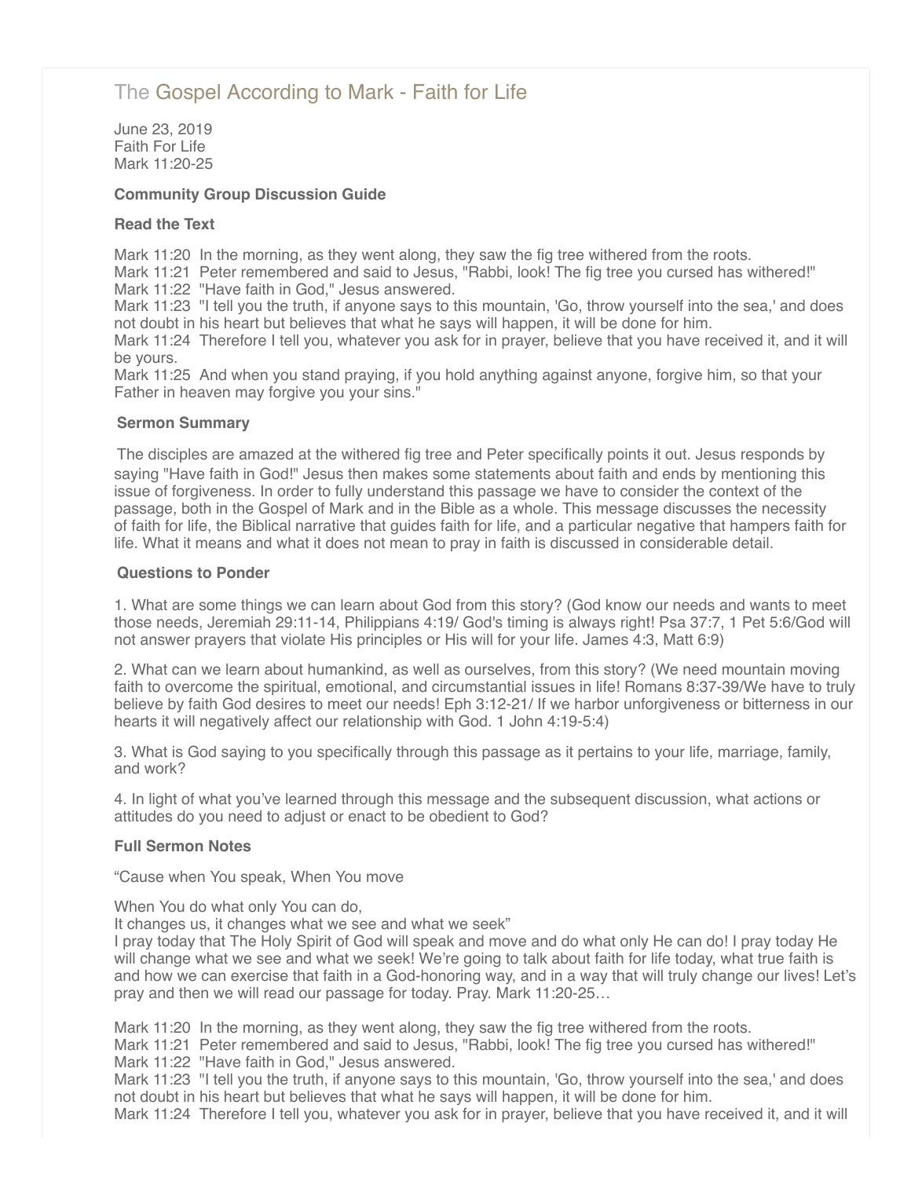# The Gospel According to Mark - Faith for Life

June 23, 2019
Faith For Life
Mark 11:20-25

**Community Group Discussion Guide**

**Read the Text**

Mark 11:20 In the morning, as they went along, they saw the fig tree withered from the roots.
Mark 11:21 Peter remembered and said to Jesus, "Rabbi, look! The fig tree you cursed has withered!"
Mark 11:22 "Have faith in God," Jesus answered.
Mark 11:23 "I tell you the truth, if anyone says to this mountain, 'Go, throw yourself into the sea,' and does not doubt in his heart but believes that what he says will happen, it will be done for him.
Mark 11:24 Therefore I tell you, whatever you ask for in prayer, believe that you have received it, and it will be yours.
Mark 11:25 And when you stand praying, if you hold anything against anyone, forgive him, so that your Father in heaven may forgive you your sins."

**Sermon Summary**

The disciples are amazed at the withered fig tree and Peter specifically points it out. Jesus responds by saying "Have faith in God!" Jesus then makes some statements about faith and ends by mentioning this issue of forgiveness. In order to fully understand this passage we have to consider the context of the passage, both in the Gospel of Mark and in the Bible as a whole. This message discusses the necessity of faith for life, the Biblical narrative that guides faith for life, and a particular negative that hampers faith for life. What it means and what it does not mean to pray in faith is discussed in considerable detail.

**Questions to Ponder**

1. What are some things we can learn about God from this story? (God know our needs and wants to meet those needs, Jeremiah 29:11-14, Philippians 4:19/ God's timing is always right! Psa 37:7, 1 Pet 5:6/God will not answer prayers that violate His principles or His will for your life. James 4:3, Matt 6:9)

2. What can we learn about humankind, as well as ourselves, from this story? (We need mountain moving faith to overcome the spiritual, emotional, and circumstantial issues in life! Romans 8:37-39/We have to truly believe by faith God desires to meet our needs! Eph 3:12-21/ If we harbor unforgiveness or bitterness in our hearts it will negatively affect our relationship with God. 1 John 4:19-5:4)

3. What is God saying to you specifically through this passage as it pertains to your life, marriage, family, and work?

4. In light of what you've learned through this message and the subsequent discussion, what actions or attitudes do you need to adjust or enact to be obedient to God?

**Full Sermon Notes**

"Cause when You speak, When You move

When You do what only You can do,
It changes us, it changes what we see and what we seek"
I pray today that The Holy Spirit of God will speak and move and do what only He can do! I pray today He will change what we see and what we seek! We're going to talk about faith for life today, what true faith is and how we can exercise that faith in a God-honoring way, and in a way that will truly change our lives! Let's pray and then we will read our passage for today. Pray. Mark 11:20-25…

Mark 11:20 In the morning, as they went along, they saw the fig tree withered from the roots.
Mark 11:21 Peter remembered and said to Jesus, "Rabbi, look! The fig tree you cursed has withered!"
Mark 11:22 "Have faith in God," Jesus answered.
Mark 11:23 "I tell you the truth, if anyone says to this mountain, 'Go, throw yourself into the sea,' and does not doubt in his heart but believes that what he says will happen, it will be done for him.
Mark 11:24 Therefore I tell you, whatever you ask for in prayer, believe that you have received it, and it will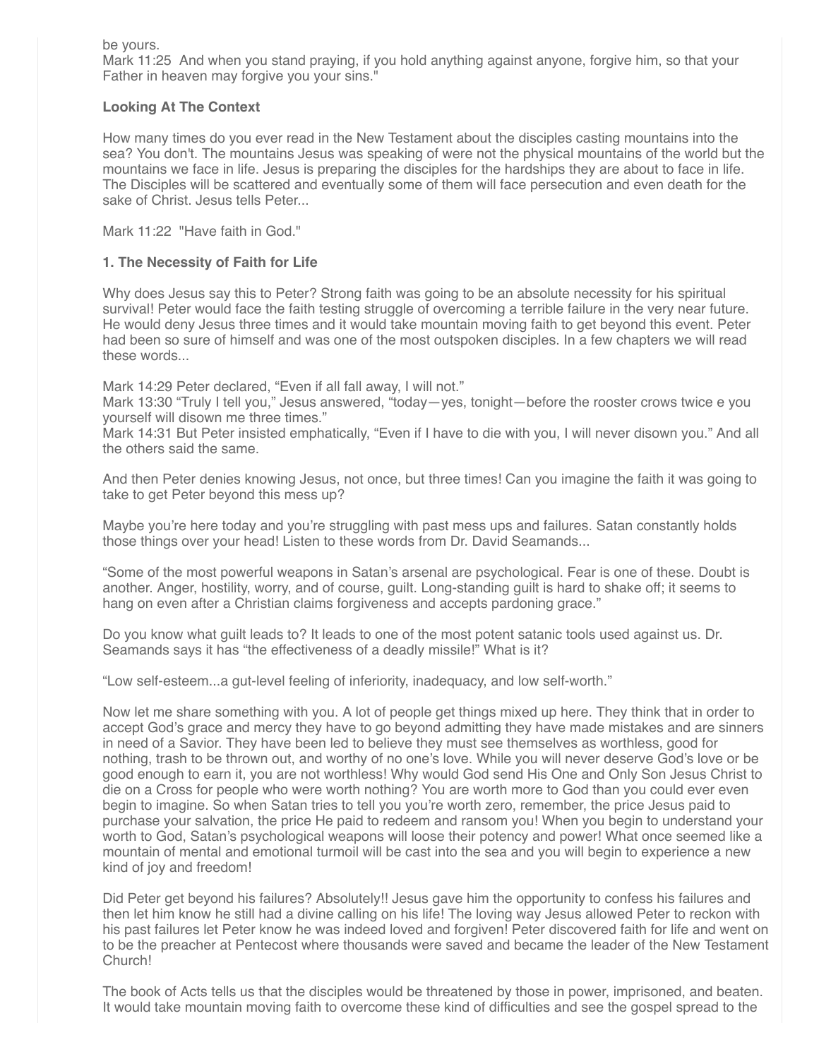be yours.
Mark 11:25 And when you stand praying, if you hold anything against anyone, forgive him, so that your Father in heaven may forgive you your sins."

**Looking At The Context**

How many times do you ever read in the New Testament about the disciples casting mountains into the sea? You don't. The mountains Jesus was speaking of were not the physical mountains of the world but the mountains we face in life. Jesus is preparing the disciples for the hardships they are about to face in life. The Disciples will be scattered and eventually some of them will face persecution and even death for the sake of Christ. Jesus tells Peter...

Mark 11:22 "Have faith in God."

**1. The Necessity of Faith for Life**

Why does Jesus say this to Peter? Strong faith was going to be an absolute necessity for his spiritual survival! Peter would face the faith testing struggle of overcoming a terrible failure in the very near future. He would deny Jesus three times and it would take mountain moving faith to get beyond this event. Peter had been so sure of himself and was one of the most outspoken disciples. In a few chapters we will read these words...

Mark 14:29 Peter declared, "Even if all fall away, I will not."
Mark 13:30 "Truly I tell you," Jesus answered, "today—yes, tonight—before the rooster crows twice e you yourself will disown me three times."
Mark 14:31 But Peter insisted emphatically, "Even if I have to die with you, I will never disown you." And all the others said the same.

And then Peter denies knowing Jesus, not once, but three times! Can you imagine the faith it was going to take to get Peter beyond this mess up?

Maybe you're here today and you're struggling with past mess ups and failures. Satan constantly holds those things over your head! Listen to these words from Dr. David Seamands...

"Some of the most powerful weapons in Satan's arsenal are psychological. Fear is one of these. Doubt is another. Anger, hostility, worry, and of course, guilt. Long-standing guilt is hard to shake off; it seems to hang on even after a Christian claims forgiveness and accepts pardoning grace."

Do you know what guilt leads to? It leads to one of the most potent satanic tools used against us. Dr. Seamands says it has "the effectiveness of a deadly missile!" What is it?

"Low self-esteem...a gut-level feeling of inferiority, inadequacy, and low self-worth."

Now let me share something with you. A lot of people get things mixed up here. They think that in order to accept God's grace and mercy they have to go beyond admitting they have made mistakes and are sinners in need of a Savior. They have been led to believe they must see themselves as worthless, good for nothing, trash to be thrown out, and worthy of no one's love. While you will never deserve God's love or be good enough to earn it, you are not worthless! Why would God send His One and Only Son Jesus Christ to die on a Cross for people who were worth nothing? You are worth more to God than you could ever even begin to imagine. So when Satan tries to tell you you're worth zero, remember, the price Jesus paid to purchase your salvation, the price He paid to redeem and ransom you! When you begin to understand your worth to God, Satan's psychological weapons will loose their potency and power! What once seemed like a mountain of mental and emotional turmoil will be cast into the sea and you will begin to experience a new kind of joy and freedom!

Did Peter get beyond his failures? Absolutely!! Jesus gave him the opportunity to confess his failures and then let him know he still had a divine calling on his life! The loving way Jesus allowed Peter to reckon with his past failures let Peter know he was indeed loved and forgiven! Peter discovered faith for life and went on to be the preacher at Pentecost where thousands were saved and became the leader of the New Testament Church!

The book of Acts tells us that the disciples would be threatened by those in power, imprisoned, and beaten. It would take mountain moving faith to overcome these kind of difficulties and see the gospel spread to the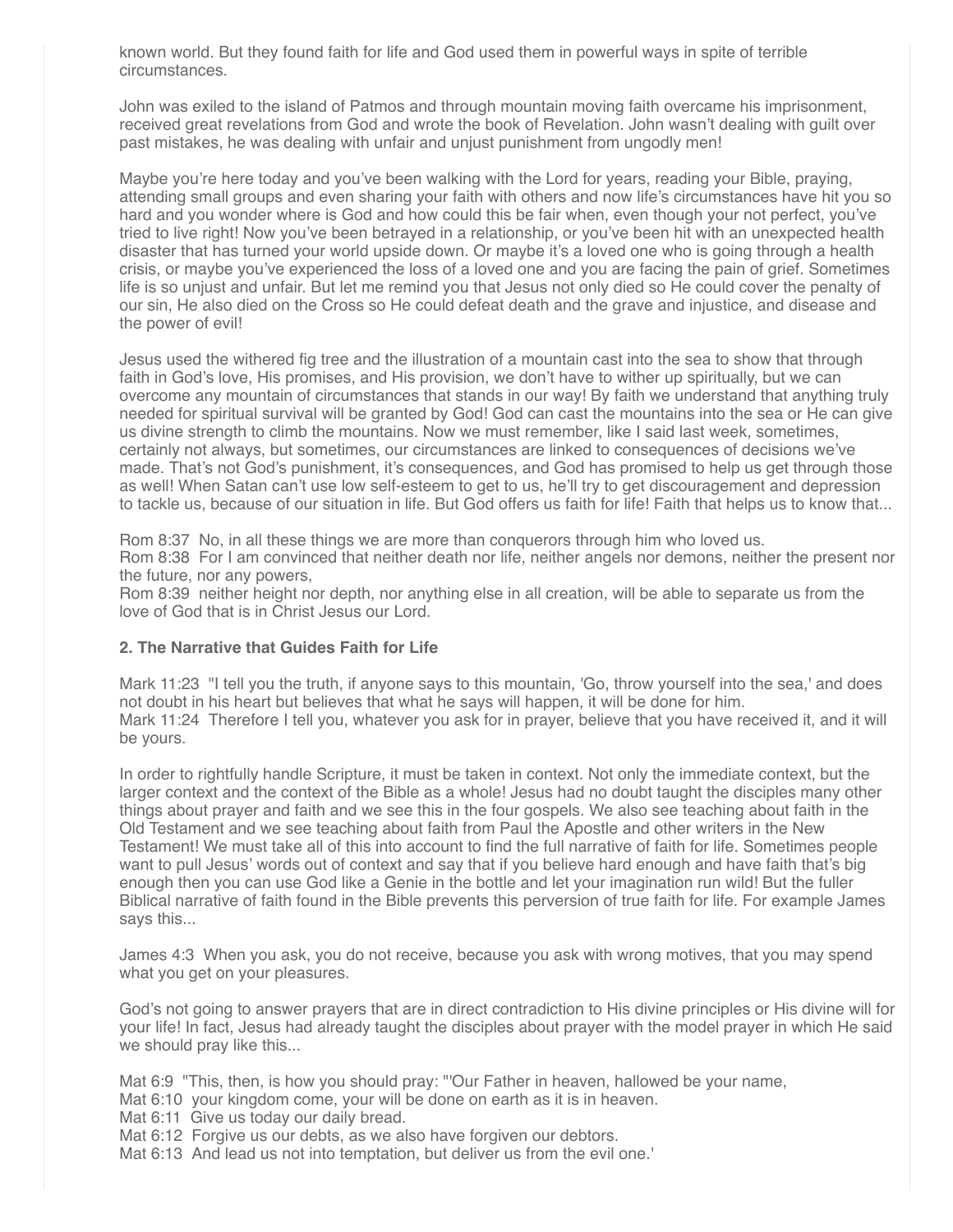known world. But they found faith for life and God used them in powerful ways in spite of terrible circumstances.

John was exiled to the island of Patmos and through mountain moving faith overcame his imprisonment, received great revelations from God and wrote the book of Revelation. John wasn't dealing with guilt over past mistakes, he was dealing with unfair and unjust punishment from ungodly men!

Maybe you're here today and you've been walking with the Lord for years, reading your Bible, praying, attending small groups and even sharing your faith with others and now life's circumstances have hit you so hard and you wonder where is God and how could this be fair when, even though your not perfect, you've tried to live right! Now you've been betrayed in a relationship, or you've been hit with an unexpected health disaster that has turned your world upside down. Or maybe it's a loved one who is going through a health crisis, or maybe you've experienced the loss of a loved one and you are facing the pain of grief. Sometimes life is so unjust and unfair. But let me remind you that Jesus not only died so He could cover the penalty of our sin, He also died on the Cross so He could defeat death and the grave and injustice, and disease and the power of evil!

Jesus used the withered fig tree and the illustration of a mountain cast into the sea to show that through faith in God's love, His promises, and His provision, we don't have to wither up spiritually, but we can overcome any mountain of circumstances that stands in our way! By faith we understand that anything truly needed for spiritual survival will be granted by God! God can cast the mountains into the sea or He can give us divine strength to climb the mountains. Now we must remember, like I said last week, sometimes, certainly not always, but sometimes, our circumstances are linked to consequences of decisions we've made. That's not God's punishment, it's consequences, and God has promised to help us get through those as well! When Satan can't use low self-esteem to get to us, he'll try to get discouragement and depression to tackle us, because of our situation in life. But God offers us faith for life! Faith that helps us to know that...

Rom 8:37 No, in all these things we are more than conquerors through him who loved us.
Rom 8:38 For I am convinced that neither death nor life, neither angels nor demons, neither the present nor the future, nor any powers,
Rom 8:39 neither height nor depth, nor anything else in all creation, will be able to separate us from the love of God that is in Christ Jesus our Lord.

**2. The Narrative that Guides Faith for Life**

Mark 11:23 "I tell you the truth, if anyone says to this mountain, 'Go, throw yourself into the sea,' and does not doubt in his heart but believes that what he says will happen, it will be done for him.
Mark 11:24 Therefore I tell you, whatever you ask for in prayer, believe that you have received it, and it will be yours.

In order to rightfully handle Scripture, it must be taken in context. Not only the immediate context, but the larger context and the context of the Bible as a whole! Jesus had no doubt taught the disciples many other things about prayer and faith and we see this in the four gospels. We also see teaching about faith in the Old Testament and we see teaching about faith from Paul the Apostle and other writers in the New Testament! We must take all of this into account to find the full narrative of faith for life. Sometimes people want to pull Jesus' words out of context and say that if you believe hard enough and have faith that's big enough then you can use God like a Genie in the bottle and let your imagination run wild! But the fuller Biblical narrative of faith found in the Bible prevents this perversion of true faith for life. For example James says this...

James 4:3 When you ask, you do not receive, because you ask with wrong motives, that you may spend what you get on your pleasures.

God's not going to answer prayers that are in direct contradiction to His divine principles or His divine will for your life! In fact, Jesus had already taught the disciples about prayer with the model prayer in which He said we should pray like this...

Mat 6:9 "This, then, is how you should pray: "'Our Father in heaven, hallowed be your name,
Mat 6:10 your kingdom come, your will be done on earth as it is in heaven.
Mat 6:11 Give us today our daily bread.
Mat 6:12 Forgive us our debts, as we also have forgiven our debtors.
Mat 6:13 And lead us not into temptation, but deliver us from the evil one.'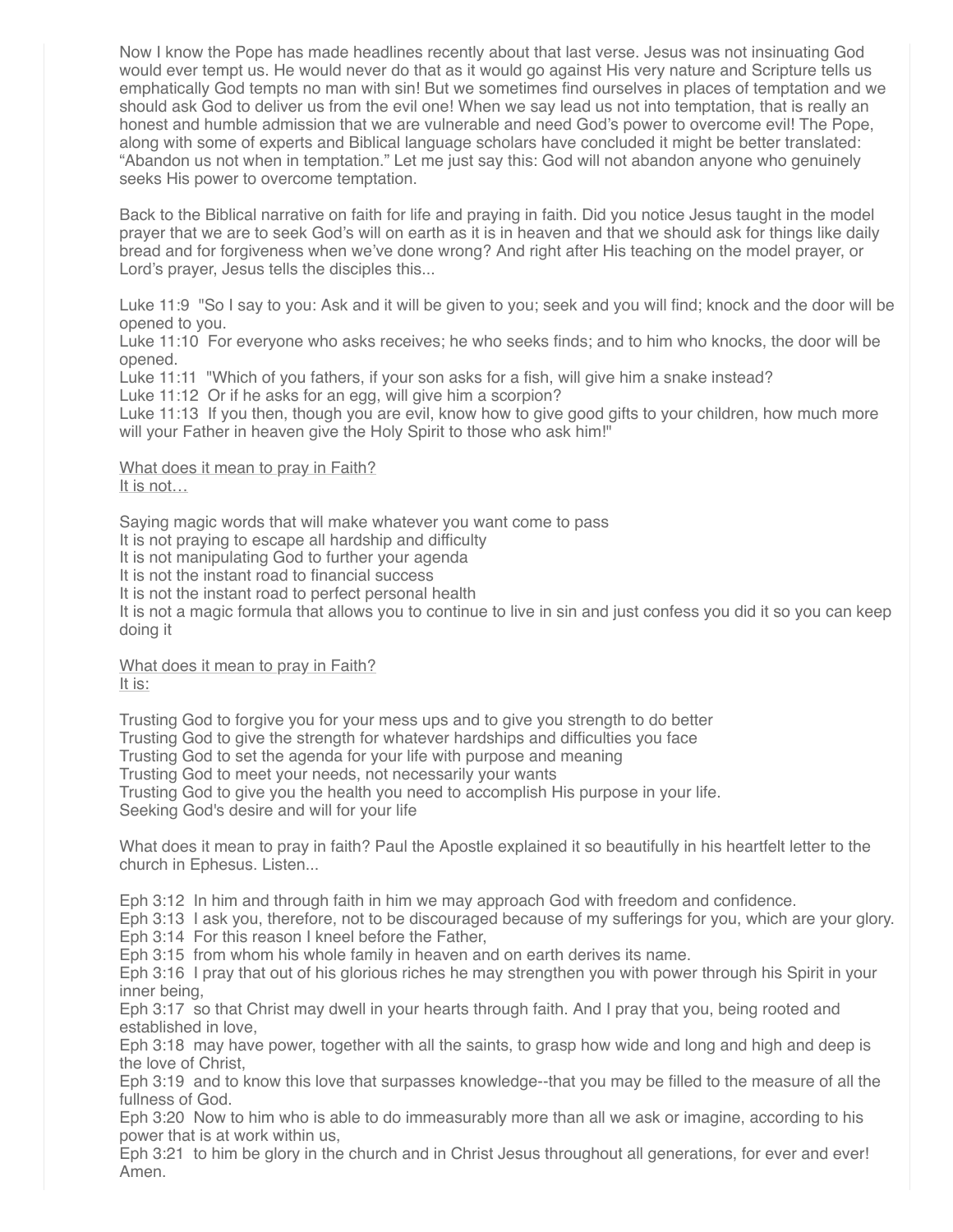Now I know the Pope has made headlines recently about that last verse. Jesus was not insinuating God would ever tempt us. He would never do that as it would go against His very nature and Scripture tells us emphatically God tempts no man with sin! But we sometimes find ourselves in places of temptation and we should ask God to deliver us from the evil one! When we say lead us not into temptation, that is really an honest and humble admission that we are vulnerable and need God's power to overcome evil! The Pope, along with some of experts and Biblical language scholars have concluded it might be better translated: "Abandon us not when in temptation." Let me just say this: God will not abandon anyone who genuinely seeks His power to overcome temptation.

Back to the Biblical narrative on faith for life and praying in faith. Did you notice Jesus taught in the model prayer that we are to seek God's will on earth as it is in heaven and that we should ask for things like daily bread and for forgiveness when we've done wrong? And right after His teaching on the model prayer, or Lord's prayer, Jesus tells the disciples this...

Luke 11:9 "So I say to you: Ask and it will be given to you; seek and you will find; knock and the door will be opened to you.
Luke 11:10 For everyone who asks receives; he who seeks finds; and to him who knocks, the door will be opened.
Luke 11:11 "Which of you fathers, if your son asks for a fish, will give him a snake instead?
Luke 11:12 Or if he asks for an egg, will give him a scorpion?
Luke 11:13 If you then, though you are evil, know how to give good gifts to your children, how much more will your Father in heaven give the Holy Spirit to those who ask him!"

What does it mean to pray in Faith?
It is not…

Saying magic words that will make whatever you want come to pass
It is not praying to escape all hardship and difficulty
It is not manipulating God to further your agenda
It is not the instant road to financial success
It is not the instant road to perfect personal health
It is not a magic formula that allows you to continue to live in sin and just confess you did it so you can keep doing it

What does it mean to pray in Faith?
It is:

Trusting God to forgive you for your mess ups and to give you strength to do better
Trusting God to give the strength for whatever hardships and difficulties you face
Trusting God to set the agenda for your life with purpose and meaning
Trusting God to meet your needs, not necessarily your wants
Trusting God to give you the health you need to accomplish His purpose in your life.
Seeking God's desire and will for your life

What does it mean to pray in faith? Paul the Apostle explained it so beautifully in his heartfelt letter to the church in Ephesus. Listen...

Eph 3:12 In him and through faith in him we may approach God with freedom and confidence.
Eph 3:13 I ask you, therefore, not to be discouraged because of my sufferings for you, which are your glory.
Eph 3:14 For this reason I kneel before the Father,
Eph 3:15 from whom his whole family in heaven and on earth derives its name.
Eph 3:16 I pray that out of his glorious riches he may strengthen you with power through his Spirit in your inner being,
Eph 3:17 so that Christ may dwell in your hearts through faith. And I pray that you, being rooted and established in love,
Eph 3:18 may have power, together with all the saints, to grasp how wide and long and high and deep is the love of Christ,
Eph 3:19 and to know this love that surpasses knowledge--that you may be filled to the measure of all the fullness of God.
Eph 3:20 Now to him who is able to do immeasurably more than all we ask or imagine, according to his power that is at work within us,
Eph 3:21 to him be glory in the church and in Christ Jesus throughout all generations, for ever and ever! Amen.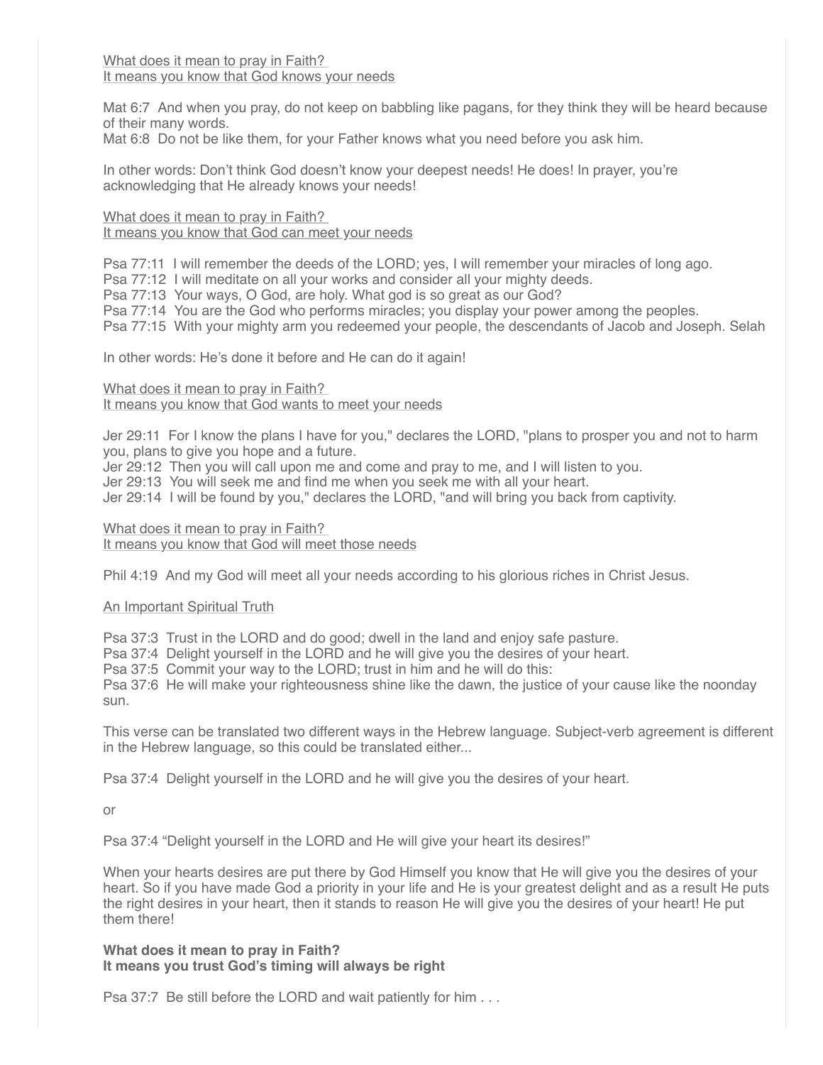What does it mean to pray in Faith?
It means you know that God knows your needs

Mat 6:7 And when you pray, do not keep on babbling like pagans, for they think they will be heard because of their many words.
Mat 6:8 Do not be like them, for your Father knows what you need before you ask him.

In other words: Don't think God doesn't know your deepest needs! He does! In prayer, you're acknowledging that He already knows your needs!

What does it mean to pray in Faith?
It means you know that God can meet your needs

Psa 77:11 I will remember the deeds of the LORD; yes, I will remember your miracles of long ago.
Psa 77:12 I will meditate on all your works and consider all your mighty deeds.
Psa 77:13 Your ways, O God, are holy. What god is so great as our God?
Psa 77:14 You are the God who performs miracles; you display your power among the peoples.
Psa 77:15 With your mighty arm you redeemed your people, the descendants of Jacob and Joseph. Selah

In other words: He's done it before and He can do it again!

What does it mean to pray in Faith?
It means you know that God wants to meet your needs

Jer 29:11 For I know the plans I have for you," declares the LORD, "plans to prosper you and not to harm you, plans to give you hope and a future.
Jer 29:12 Then you will call upon me and come and pray to me, and I will listen to you.
Jer 29:13 You will seek me and find me when you seek me with all your heart.
Jer 29:14 I will be found by you," declares the LORD, "and will bring you back from captivity.

What does it mean to pray in Faith?
It means you know that God will meet those needs

Phil 4:19 And my God will meet all your needs according to his glorious riches in Christ Jesus.

An Important Spiritual Truth

Psa 37:3 Trust in the LORD and do good; dwell in the land and enjoy safe pasture.
Psa 37:4 Delight yourself in the LORD and he will give you the desires of your heart.
Psa 37:5 Commit your way to the LORD; trust in him and he will do this:
Psa 37:6 He will make your righteousness shine like the dawn, the justice of your cause like the noonday sun.

This verse can be translated two different ways in the Hebrew language. Subject-verb agreement is different in the Hebrew language, so this could be translated either...

Psa 37:4 Delight yourself in the LORD and he will give you the desires of your heart.

or

Psa 37:4 "Delight yourself in the LORD and He will give your heart its desires!"

When your hearts desires are put there by God Himself you know that He will give you the desires of your heart. So if you have made God a priority in your life and He is your greatest delight and as a result He puts the right desires in your heart, then it stands to reason He will give you the desires of your heart! He put them there!

**What does it mean to pray in Faith?**
**It means you trust God's timing will always be right**

Psa 37:7 Be still before the LORD and wait patiently for him . . .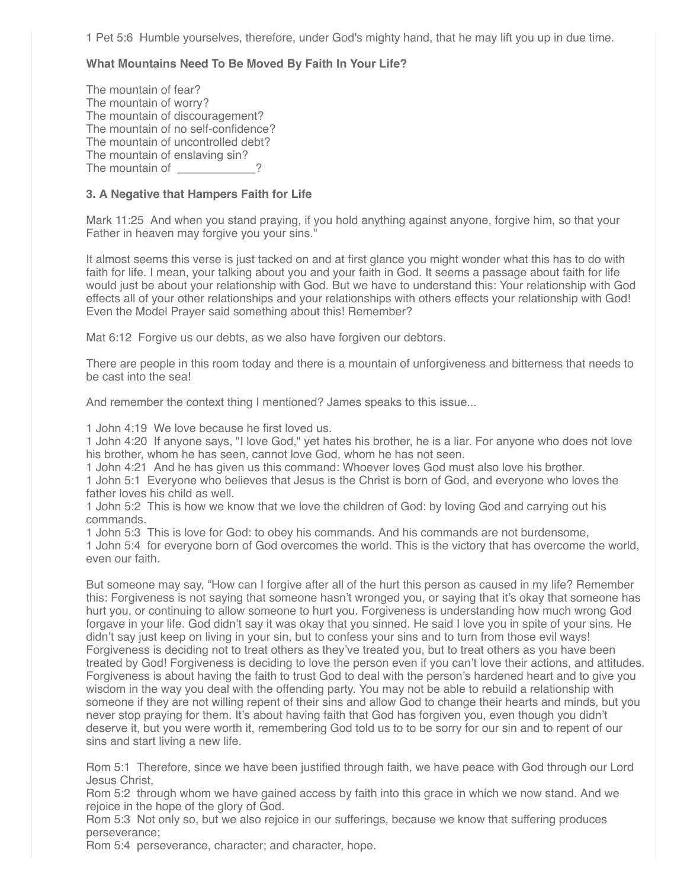1 Pet 5:6  Humble yourselves, therefore, under God's mighty hand, that he may lift you up in due time.

**What Mountains Need To Be Moved By Faith In Your Life?**

The mountain of fear?
The mountain of worry?
The mountain of discouragement?
The mountain of no self-confidence?
The mountain of uncontrolled debt?
The mountain of enslaving sin?
The mountain of ____________?

**3. A Negative that Hampers Faith for Life**

Mark 11:25  And when you stand praying, if you hold anything against anyone, forgive him, so that your Father in heaven may forgive you your sins."

It almost seems this verse is just tacked on and at first glance you might wonder what this has to do with faith for life. I mean, your talking about you and your faith in God. It seems a passage about faith for life would just be about your relationship with God. But we have to understand this: Your relationship with God effects all of your other relationships and your relationships with others effects your relationship with God! Even the Model Prayer said something about this! Remember?

Mat 6:12  Forgive us our debts, as we also have forgiven our debtors.

There are people in this room today and there is a mountain of unforgiveness and bitterness that needs to be cast into the sea!

And remember the context thing I mentioned? James speaks to this issue...

1 John 4:19  We love because he first loved us.
1 John 4:20  If anyone says, "I love God," yet hates his brother, he is a liar. For anyone who does not love his brother, whom he has seen, cannot love God, whom he has not seen.
1 John 4:21  And he has given us this command: Whoever loves God must also love his brother.
1 John 5:1  Everyone who believes that Jesus is the Christ is born of God, and everyone who loves the father loves his child as well.
1 John 5:2  This is how we know that we love the children of God: by loving God and carrying out his commands.
1 John 5:3  This is love for God: to obey his commands. And his commands are not burdensome,
1 John 5:4  for everyone born of God overcomes the world. This is the victory that has overcome the world, even our faith.

But someone may say, "How can I forgive after all of the hurt this person as caused in my life? Remember this: Forgiveness is not saying that someone hasn't wronged you, or saying that it's okay that someone has hurt you, or continuing to allow someone to hurt you. Forgiveness is understanding how much wrong God forgave in your life. God didn't say it was okay that you sinned. He said I love you in spite of your sins. He didn't say just keep on living in your sin, but to confess your sins and to turn from those evil ways! Forgiveness is deciding not to treat others as they've treated you, but to treat others as you have been treated by God! Forgiveness is deciding to love the person even if you can't love their actions, and attitudes. Forgiveness is about having the faith to trust God to deal with the person's hardened heart and to give you wisdom in the way you deal with the offending party. You may not be able to rebuild a relationship with someone if they are not willing repent of their sins and allow God to change their hearts and minds, but you never stop praying for them. It's about having faith that God has forgiven you, even though you didn't deserve it, but you were worth it, remembering God told us to to be sorry for our sin and to repent of our sins and start living a new life.

Rom 5:1  Therefore, since we have been justified through faith, we have peace with God through our Lord Jesus Christ,
Rom 5:2  through whom we have gained access by faith into this grace in which we now stand. And we rejoice in the hope of the glory of God.
Rom 5:3  Not only so, but we also rejoice in our sufferings, because we know that suffering produces perseverance;
Rom 5:4  perseverance, character; and character, hope.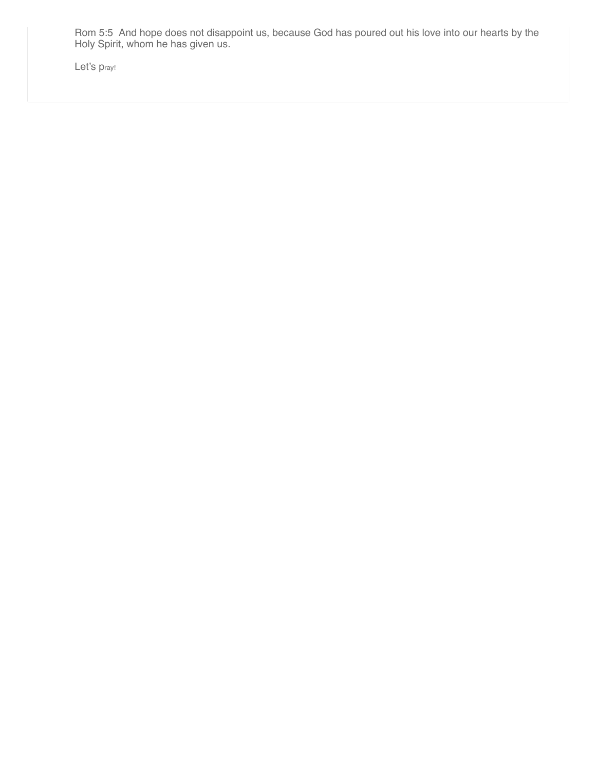Rom 5:5  And hope does not disappoint us, because God has poured out his love into our hearts by the Holy Spirit, whom he has given us.

Let's pray!